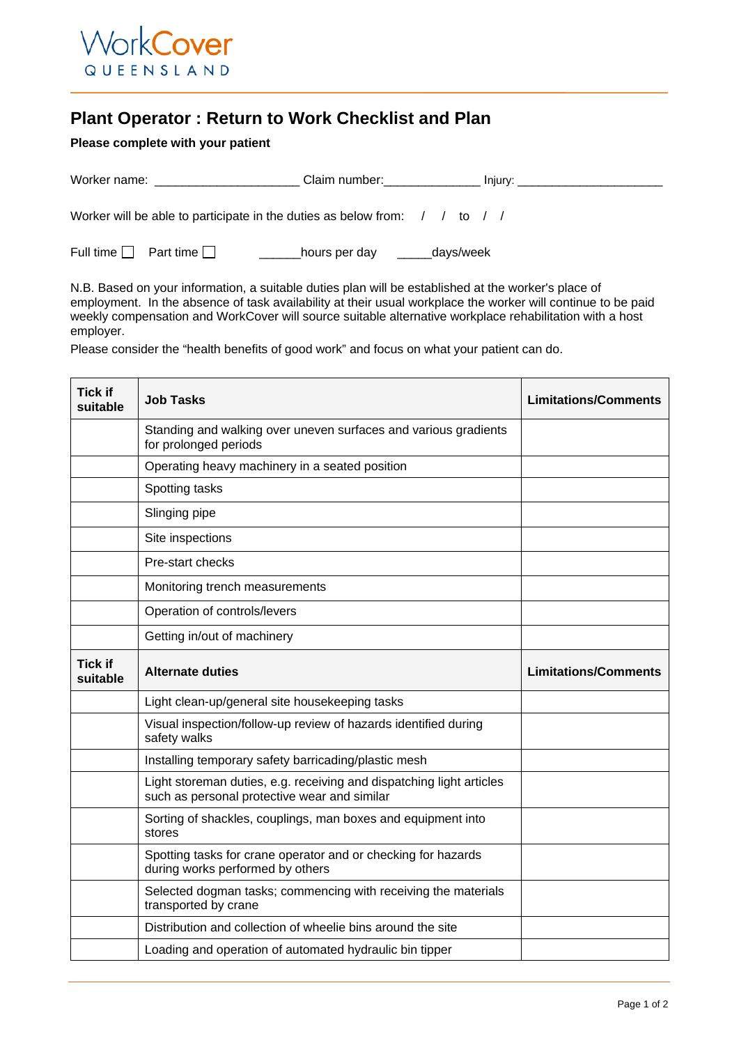WorkCover QUEENSLAND

# Plant Operator : Return to Work Checklist and Plan

**Please complete with your patient**

Worker name: ____________________ Claim number:_____________ Injury: ____________________

Worker will be able to participate in the duties as below from: / / to / /

Full time ☐ Part time ☐ ______hours per day _____days/week

N.B. Based on your information, a suitable duties plan will be established at the worker's place of employment. In the absence of task availability at their usual workplace the worker will continue to be paid weekly compensation and WorkCover will source suitable alternative workplace rehabilitation with a host employer.

Please consider the "health benefits of good work" and focus on what your patient can do.

| Tick if suitable | Job Tasks | Limitations/Comments |
|---|---|---|
| | Standing and walking over uneven surfaces and various gradients for prolonged periods | |
| | Operating heavy machinery in a seated position | |
| | Spotting tasks | |
| | Slinging pipe | |
| | Site inspections | |
| | Pre-start checks | |
| | Monitoring trench measurements | |
| | Operation of controls/levers | |
| | Getting in/out of machinery | |
| **Tick if suitable** | **Alternate duties** | **Limitations/Comments** |
| | Light clean-up/general site housekeeping tasks | |
| | Visual inspection/follow-up review of hazards identified during safety walks | |
| | Installing temporary safety barricading/plastic mesh | |
| | Light storeman duties, e.g. receiving and dispatching light articles such as personal protective wear and similar | |
| | Sorting of shackles, couplings, man boxes and equipment into stores | |
| | Spotting tasks for crane operator and or checking for hazards during works performed by others | |
| | Selected dogman tasks; commencing with receiving the materials transported by crane | |
| | Distribution and collection of wheelie bins around the site | |
| | Loading and operation of automated hydraulic bin tipper | |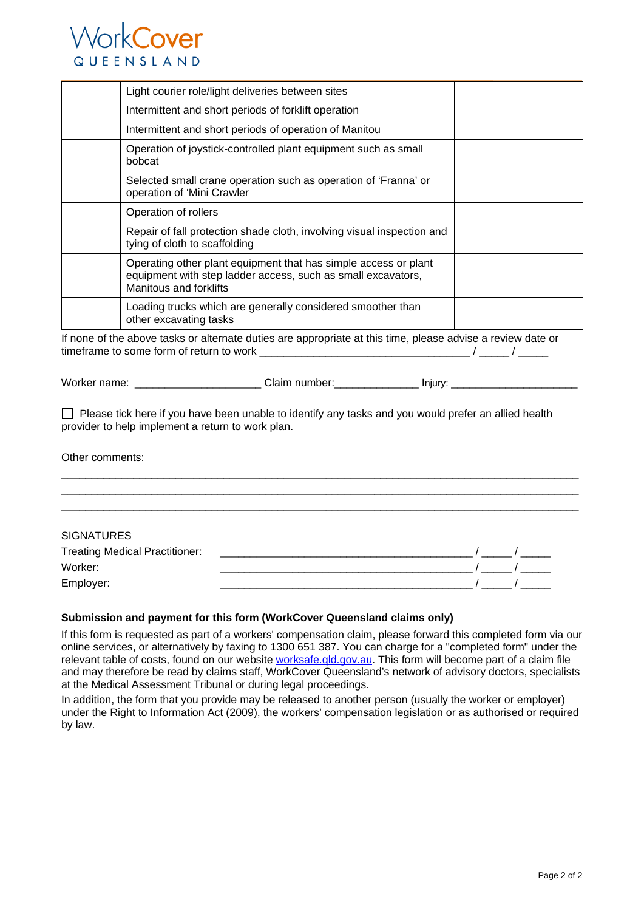| | | |
|---|---|---|
| | Light courier role/light deliveries between sites | |
| | Intermittent and short periods of forklift operation | |
| | Intermittent and short periods of operation of Manitou | |
| | Operation of joystick-controlled plant equipment such as small bobcat | |
| | Selected small crane operation such as operation of 'Franna' or operation of 'Mini Crawler | |
| | Operation of rollers | |
| | Repair of fall protection shade cloth, involving visual inspection and tying of cloth to scaffolding | |
| | Operating other plant equipment that has simple access or plant equipment with step ladder access, such as small excavators, Manitous and forklifts | |
| | Loading trucks which are generally considered smoother than other excavating tasks | |

If none of the above tasks or alternate duties are appropriate at this time, please advise a review date or timeframe to some form of return to work ________________________________ / _____ / _____

Worker name: ____________________ Claim number:_____________ Injury: ____________________

☐ Please tick here if you have been unable to identify any tasks and you would prefer an allied health provider to help implement a return to work plan.

Other comments:

______________________________________________________________________________

______________________________________________________________________________

______________________________________________________________________________

SIGNATURES

Treating Medical Practitioner: ________________________________________ / _____ / _____

Worker: ________________________________________ / _____ / _____

Employer: ________________________________________ / _____ / _____

**Submission and payment for this form (WorkCover Queensland claims only)**

If this form is requested as part of a workers' compensation claim, please forward this completed form via our online services, or alternatively by faxing to 1300 651 387. You can charge for a "completed form" under the relevant table of costs, found on our website worksafe.qld.gov.au. This form will become part of a claim file and may therefore be read by claims staff, WorkCover Queensland's network of advisory doctors, specialists at the Medical Assessment Tribunal or during legal proceedings.

In addition, the form that you provide may be released to another person (usually the worker or employer) under the Right to Information Act (2009), the workers' compensation legislation or as authorised or required by law.